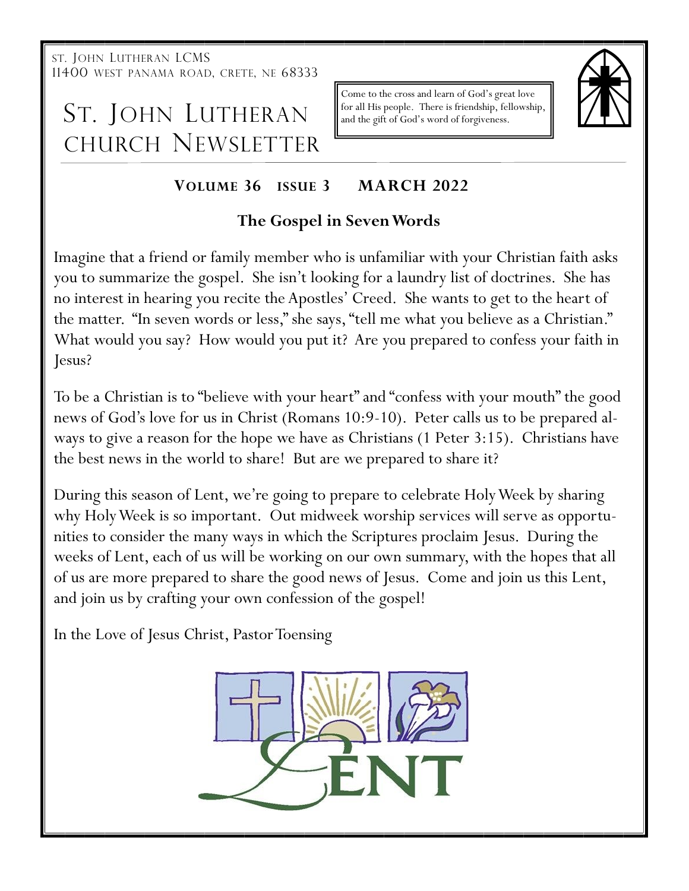ST. JOHN LUTHERAN LCMS
11400 WEST PANAMA ROAD, CRETE, NE 68333

# ST. JOHN LUTHERAN CHURCH NEWSLETTER

Come to the cross and learn of God's great love for all His people. There is friendship, fellowship, and the gift of God's word of forgiveness.

**VOLUME 36 ISSUE 3 MARCH 2022**

## The Gospel in Seven Words

Imagine that a friend or family member who is unfamiliar with your Christian faith asks you to summarize the gospel. She isn't looking for a laundry list of doctrines. She has no interest in hearing you recite the Apostles' Creed. She wants to get to the heart of the matter. "In seven words or less," she says, "tell me what you believe as a Christian." What would you say? How would you put it? Are you prepared to confess your faith in Jesus?

To be a Christian is to "believe with your heart" and "confess with your mouth" the good news of God's love for us in Christ (Romans 10:9-10). Peter calls us to be prepared always to give a reason for the hope we have as Christians (1 Peter 3:15). Christians have the best news in the world to share! But are we prepared to share it?

During this season of Lent, we're going to prepare to celebrate Holy Week by sharing why Holy Week is so important. Out midweek worship services will serve as opportunities to consider the many ways in which the Scriptures proclaim Jesus. During the weeks of Lent, each of us will be working on our own summary, with the hopes that all of us are more prepared to share the good news of Jesus. Come and join us this Lent, and join us by crafting your own confession of the gospel!

In the Love of Jesus Christ, Pastor Toensing

LENT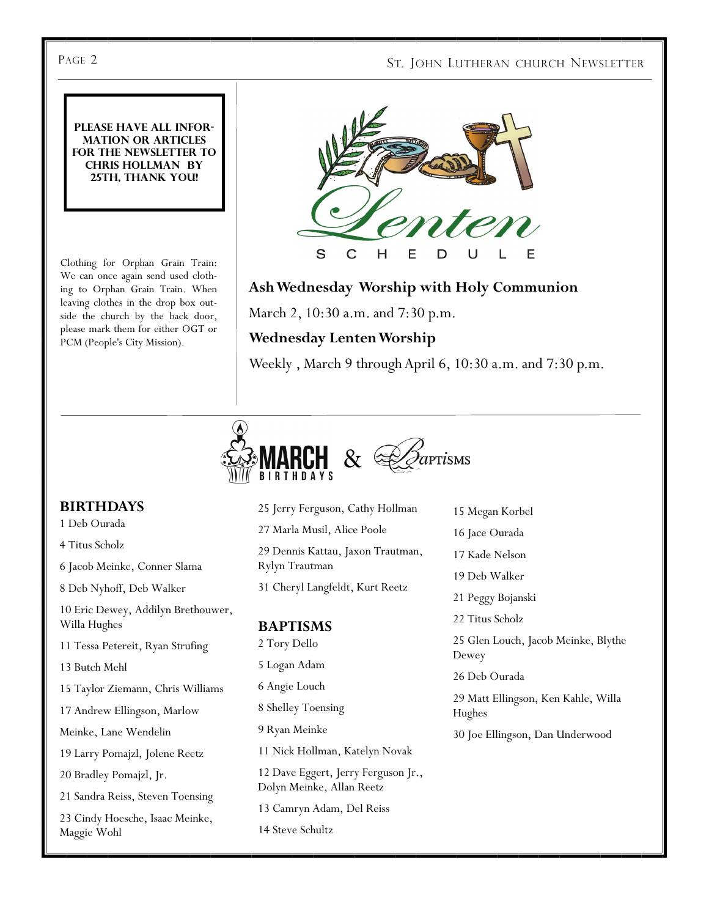**PLEASE HAVE ALL INFORMATION OR ARTICLES FOR THE NEWSLETTER TO CHRIS HOLLMAN BY 25TH, THANK YOU!**

Clothing for Orphan Grain Train: We can once again send used clothing to Orphan Grain Train. When leaving clothes in the drop box outside the church by the back door, please mark them for either OGT or PCM (People's City Mission).

# Lenten SCHEDULE

**Ash Wednesday Worship with Holy Communion**

March 2, 10:30 a.m. and 7:30 p.m.

**Wednesday Lenten Worship**

Weekly , March 9 through April 6, 10:30 a.m. and 7:30 p.m.

# MARCH BIRTHDAYS & Baptisms

## BIRTHDAYS

1 Deb Ourada

4 Titus Scholz

6 Jacob Meinke, Conner Slama

8 Deb Nyhoff, Deb Walker

10 Eric Dewey, Addilyn Brethouwer, Willa Hughes

11 Tessa Petereit, Ryan Strufing

13 Butch Mehl

15 Taylor Ziemann, Chris Williams

17 Andrew Ellingson, Marlow Meinke, Lane Wendelin

19 Larry Pomajzl, Jolene Reetz

20 Bradley Pomajzl, Jr.

21 Sandra Reiss, Steven Toensing

23 Cindy Hoesche, Isaac Meinke, Maggie Wohl

25 Jerry Ferguson, Cathy Hollman

27 Marla Musil, Alice Poole

29 Dennis Kattau, Jaxon Trautman, Rylyn Trautman

31 Cheryl Langfeldt, Kurt Reetz

## BAPTISMS

2 Tory Dello

5 Logan Adam

6 Angie Louch

8 Shelley Toensing

9 Ryan Meinke

11 Nick Hollman, Katelyn Novak

12 Dave Eggert, Jerry Ferguson Jr., Dolyn Meinke, Allan Reetz

13 Camryn Adam, Del Reiss

14 Steve Schultz

15 Megan Korbel

16 Jace Ourada

17 Kade Nelson

19 Deb Walker

21 Peggy Bojanski

22 Titus Scholz

25 Glen Louch, Jacob Meinke, Blythe Dewey

26 Deb Ourada

29 Matt Ellingson, Ken Kahle, Willa Hughes

30 Joe Ellingson, Dan Underwood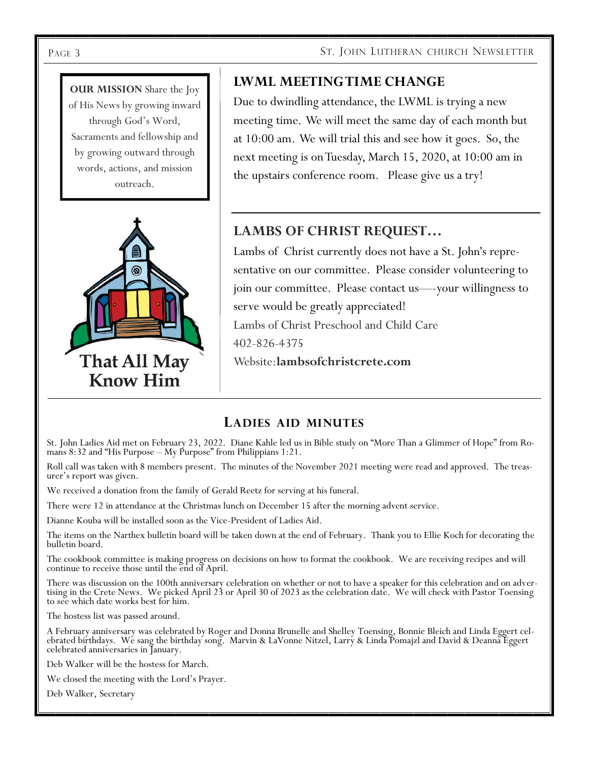**OUR MISSION** Share the Joy of His News by growing inward through God's Word, Sacraments and fellowship and by growing outward through words, actions, and mission outreach.

**That All May Know Him**

## LWML MEETING TIME CHANGE

Due to dwindling attendance, the LWML is trying a new meeting time. We will meet the same day of each month but at 10:00 am. We will trial this and see how it goes. So, the next meeting is on Tuesday, March 15, 2020, at 10:00 am in the upstairs conference room. Please give us a try!

## LAMBS OF CHRIST REQUEST…

Lambs of Christ currently does not have a St. John's representative on our committee. Please consider volunteering to join our committee. Please contact us—-your willingness to serve would be greatly appreciated!

Lambs of Christ Preschool and Child Care

402-826-4375

Website:**lambsofchristcrete.com**

## LADIES AID MINUTES

St. John Ladies Aid met on February 23, 2022. Diane Kahle led us in Bible study on "More Than a Glimmer of Hope" from Romans 8:32 and "His Purpose – My Purpose" from Philippians 1:21.

Roll call was taken with 8 members present. The minutes of the November 2021 meeting were read and approved. The treasurer's report was given.

We received a donation from the family of Gerald Reetz for serving at his funeral.

There were 12 in attendance at the Christmas lunch on December 15 after the morning advent service.

Dianne Kouba will be installed soon as the Vice-President of Ladies Aid.

The items on the Narthex bulletin board will be taken down at the end of February. Thank you to Ellie Koch for decorating the bulletin board.

The cookbook committee is making progress on decisions on how to format the cookbook. We are receiving recipes and will continue to receive those until the end of April.

There was discussion on the 100th anniversary celebration on whether or not to have a speaker for this celebration and on advertising in the Crete News. We picked April 23 or April 30 of 2023 as the celebration date. We will check with Pastor Toensing to see which date works best for him.

The hostess list was passed around.

A February anniversary was celebrated by Roger and Donna Brunelle and Shelley Toensing, Bonnie Bleich and Linda Eggert celebrated birthdays. We sang the birthday song. Marvin & LaVonne Nitzel, Larry & Linda Pomajzl and David & Deanna Eggert celebrated anniversaries in January.

Deb Walker will be the hostess for March.

We closed the meeting with the Lord's Prayer.

Deb Walker, Secretary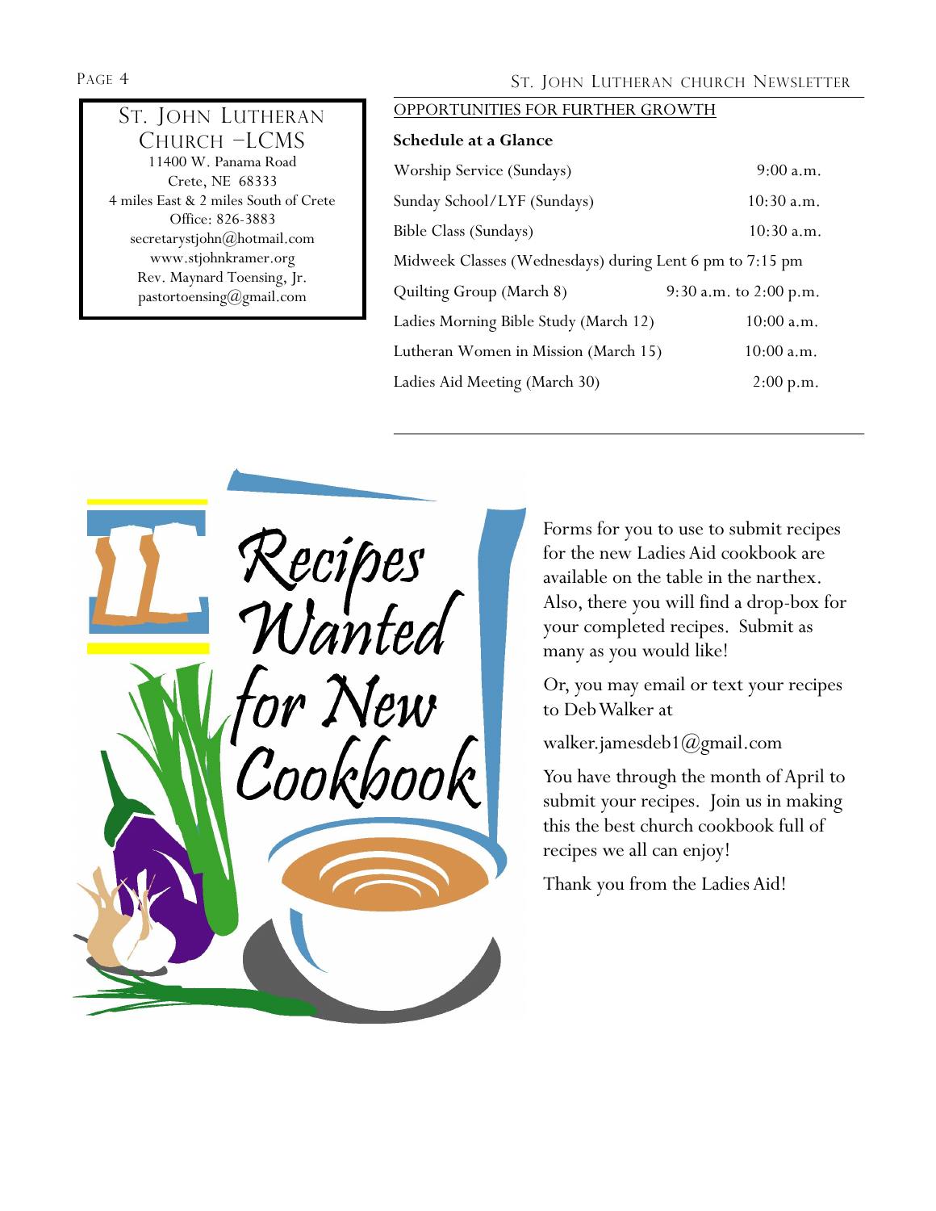**St. John Lutheran Church –LCMS**
11400 W. Panama Road
Crete, NE 68333
4 miles East & 2 miles South of Crete
Office: 826-3883
secretarystjohn@hotmail.com
www.stjohnkramer.org
Rev. Maynard Toensing, Jr.
pastortoensing@gmail.com

## OPPORTUNITIES FOR FURTHER GROWTH

**Schedule at a Glance**

| | |
|---|---|
| Worship Service (Sundays) | 9:00 a.m. |
| Sunday School/LYF (Sundays) | 10:30 a.m. |
| Bible Class (Sundays) | 10:30 a.m. |
| Midweek Classes (Wednesdays) during Lent | 6 pm to 7:15 pm |
| Quilting Group (March 8) | 9:30 a.m. to 2:00 p.m. |
| Ladies Morning Bible Study (March 12) | 10:00 a.m. |
| Lutheran Women in Mission (March 15) | 10:00 a.m. |
| Ladies Aid Meeting (March 30) | 2:00 p.m. |

## Recipes Wanted for New Cookbook

Forms for you to use to submit recipes for the new Ladies Aid cookbook are available on the table in the narthex. Also, there you will find a drop-box for your completed recipes. Submit as many as you would like!

Or, you may email or text your recipes to Deb Walker at

walker.jamesdeb1@gmail.com

You have through the month of April to submit your recipes. Join us in making this the best church cookbook full of recipes we all can enjoy!

Thank you from the Ladies Aid!